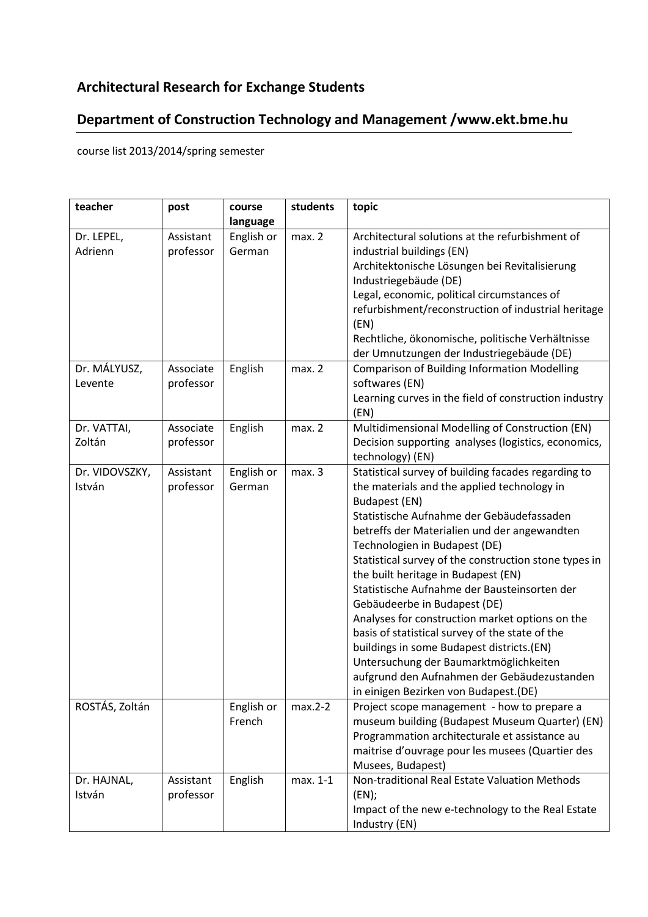## Architectural Research for Exchange Students

## Department of Construction Technology and Management /www.ekt.bme.hu

course list 2013/2014/spring semester

| teacher | post | course language | students | topic |
|---|---|---|---|---|
| Dr. LEPEL, Adrienn | Assistant professor | English or German | max. 2 | Architectural solutions at the refurbishment of industrial buildings (EN)<br>Architektonische Lösungen bei Revitalisierung Industriegebäude (DE)<br>Legal, economic, political circumstances of refurbishment/reconstruction of industrial heritage (EN)<br>Rechtliche, ökonomische, politische Verhältnisse der Umnutzungen der Industriegebäude (DE) |
| Dr. MÁLYUSZ, Levente | Associate professor | English | max. 2 | Comparison of Building Information Modelling softwares (EN)<br>Learning curves in the field of construction industry (EN) |
| Dr. VATTAI, Zoltán | Associate professor | English | max. 2 | Multidimensional Modelling of Construction (EN)<br>Decision supporting analyses (logistics, economics, technology) (EN) |
| Dr. VIDOVSZKY, István | Assistant professor | English or German | max. 3 | Statistical survey of building facades regarding to the materials and the applied technology in Budapest (EN)<br>Statistische Aufnahme der Gebäudefassaden betreffs der Materialien und der angewandten Technologien in Budapest (DE)<br>Statistical survey of the construction stone types in the built heritage in Budapest (EN)<br>Statistische Aufnahme der Bausteinsorten der Gebäudeerbe in Budapest (DE)<br>Analyses for construction market options on the basis of statistical survey of the state of the buildings in some Budapest districts.(EN)<br>Untersuchung der Baumarktmöglichkeiten aufgrund den Aufnahmen der Gebäudezustanden in einigen Bezirken von Budapest.(DE) |
| ROSTÁS, Zoltán | | English or French | max.2-2 | Project scope management - how to prepare a museum building (Budapest Museum Quarter) (EN)<br>Programmation architecturale et assistance au maitrise d'ouvrage pour les musees (Quartier des Musees, Budapest) |
| Dr. HAJNAL, István | Assistant professor | English | max. 1-1 | Non-traditional Real Estate Valuation Methods (EN);<br>Impact of the new e-technology to the Real Estate Industry (EN) |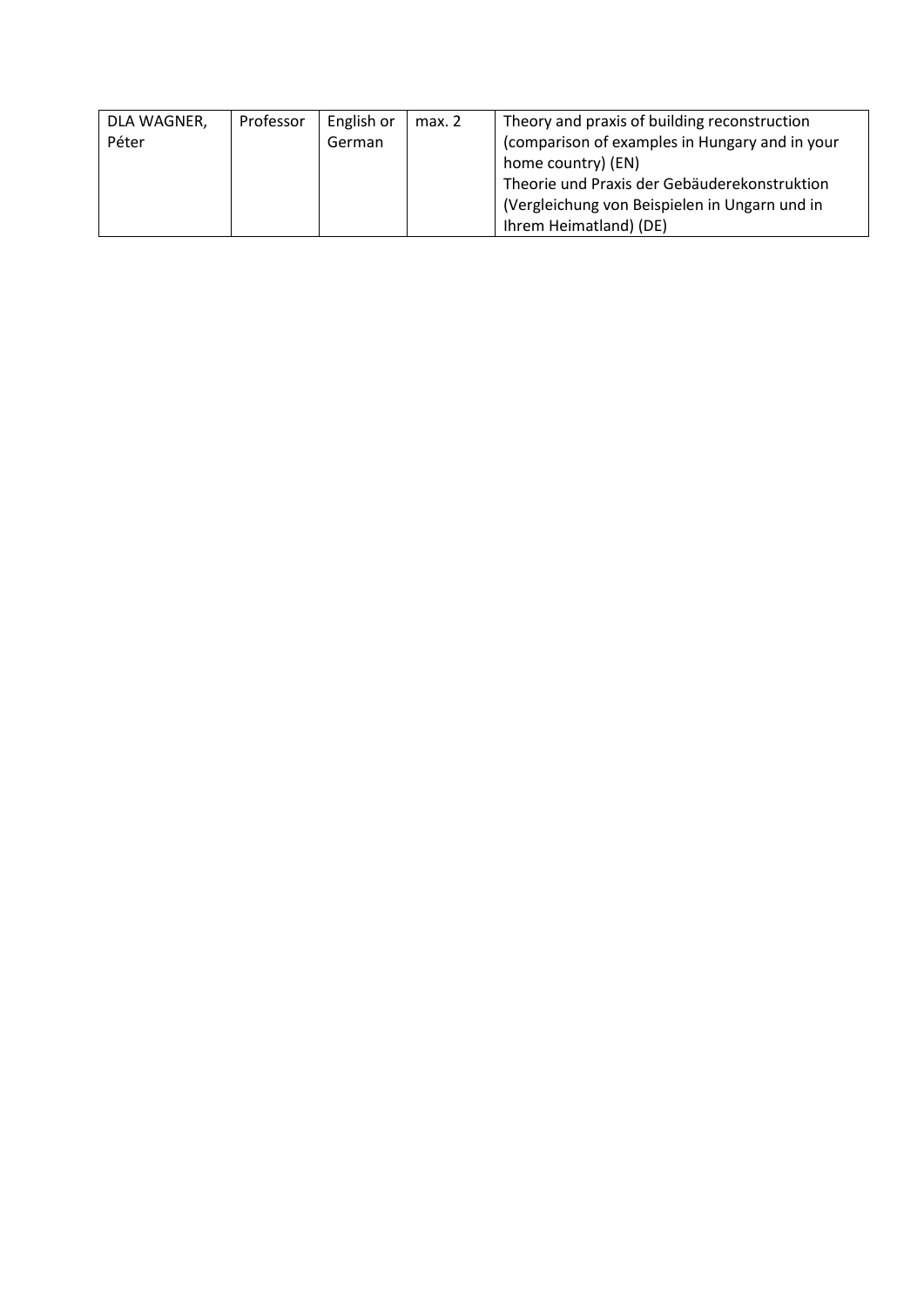| | | | | |
|---|---|---|---|---|
| DLA WAGNER, Péter | Professor | English or German | max. 2 | Theory and praxis of building reconstruction (comparison of examples in Hungary and in your home country) (EN)<br>Theorie und Praxis der Gebäuderekonstruktion (Vergleichung von Beispielen in Ungarn und in Ihrem Heimatland) (DE) |